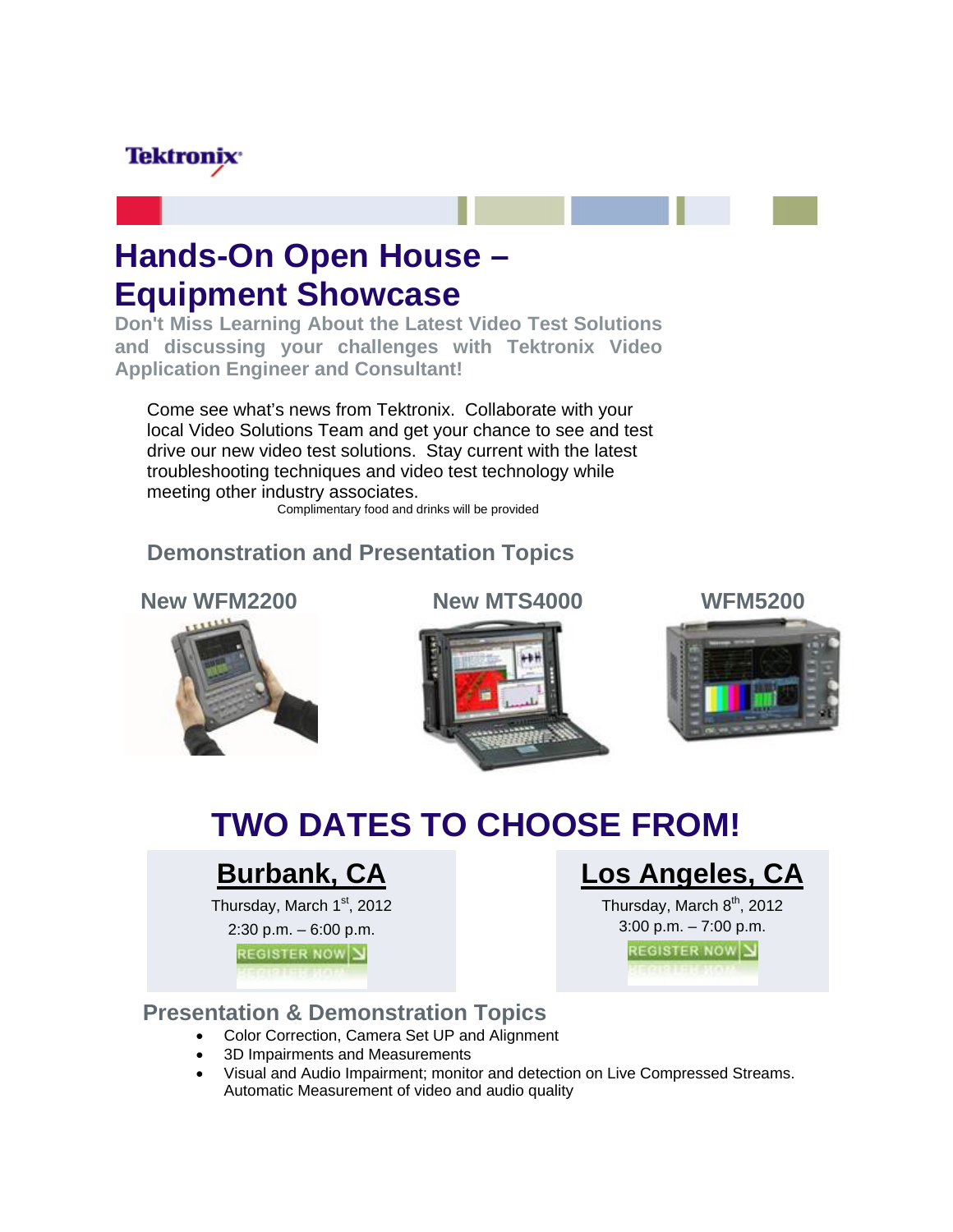Tektronix

# Hands-On Open House – Equipment Showcase

**Don't Miss Learning About the Latest Video Test Solutions and discussing your challenges with Tektronix Video Application Engineer and Consultant!**

Come see what's news from Tektronix. Collaborate with your local Video Solutions Team and get your chance to see and test drive our new video test solutions. Stay current with the latest troubleshooting techniques and video test technology while meeting other industry associates.

Complimentary food and drinks will be provided

## Demonstration and Presentation Topics

**New WFM2200**

**New MTS4000**

**WFM5200**

# TWO DATES TO CHOOSE FROM!

## Burbank, CA

Thursday, March 1st, 2012

2:30 p.m. – 6:00 p.m.

REGISTER NOW

## Los Angeles, CA

Thursday, March 8th, 2012

3:00 p.m. – 7:00 p.m.

REGISTER NOW

## Presentation & Demonstration Topics

- Color Correction, Camera Set UP and Alignment
- 3D Impairments and Measurements
- Visual and Audio Impairment; monitor and detection on Live Compressed Streams. Automatic Measurement of video and audio quality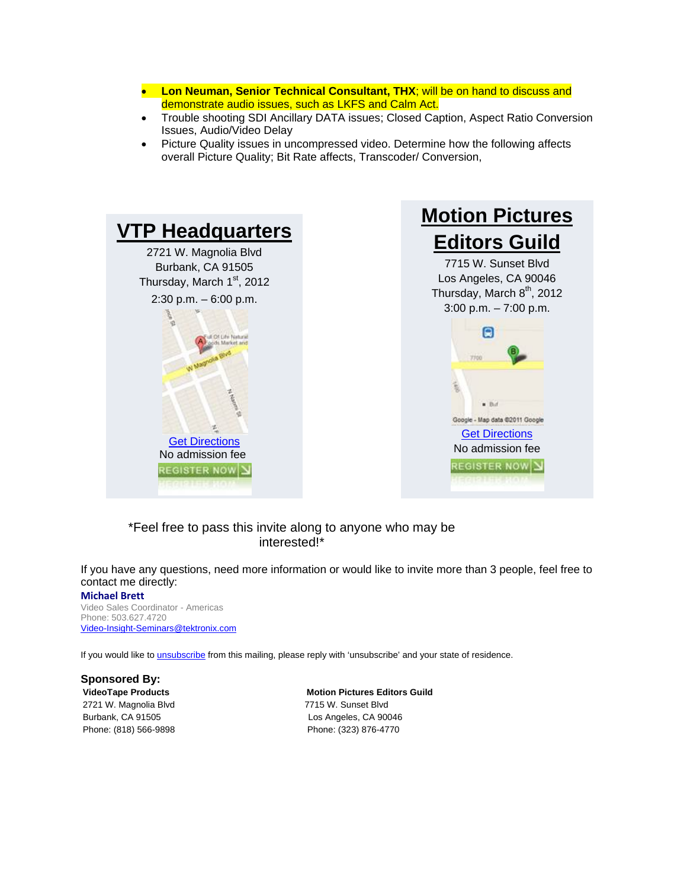- **Lon Neuman, Senior Technical Consultant, THX**; will be on hand to discuss and demonstrate audio issues, such as LKFS and Calm Act.
- Trouble shooting SDI Ancillary DATA issues; Closed Caption, Aspect Ratio Conversion Issues, Audio/Video Delay
- Picture Quality issues in uncompressed video. Determine how the following affects overall Picture Quality; Bit Rate affects, Transcoder/ Conversion,

## VTP Headquarters

2721 W. Magnolia Blvd
Burbank, CA 91505
Thursday, March 1st, 2012
2:30 p.m. – 6:00 p.m.

Get Directions
No admission fee
REGISTER NOW

## Motion Pictures Editors Guild

7715 W. Sunset Blvd
Los Angeles, CA 90046
Thursday, March 8th, 2012
3:00 p.m. – 7:00 p.m.

Get Directions
No admission fee
REGISTER NOW

*Feel free to pass this invite along to anyone who may be interested!*

If you have any questions, need more information or would like to invite more than 3 people, feel free to contact me directly:

**Michael Brett**
Video Sales Coordinator - Americas
Phone: 503.627.4720
Video-Insight-Seminars@tektronix.com

If you would like to unsubscribe from this mailing, please reply with 'unsubscribe' and your state of residence.

**Sponsored By:**

**VideoTape Products**
2721 W. Magnolia Blvd
Burbank, CA 91505
Phone: (818) 566-9898

**Motion Pictures Editors Guild**
7715 W. Sunset Blvd
Los Angeles, CA 90046
Phone: (323) 876-4770